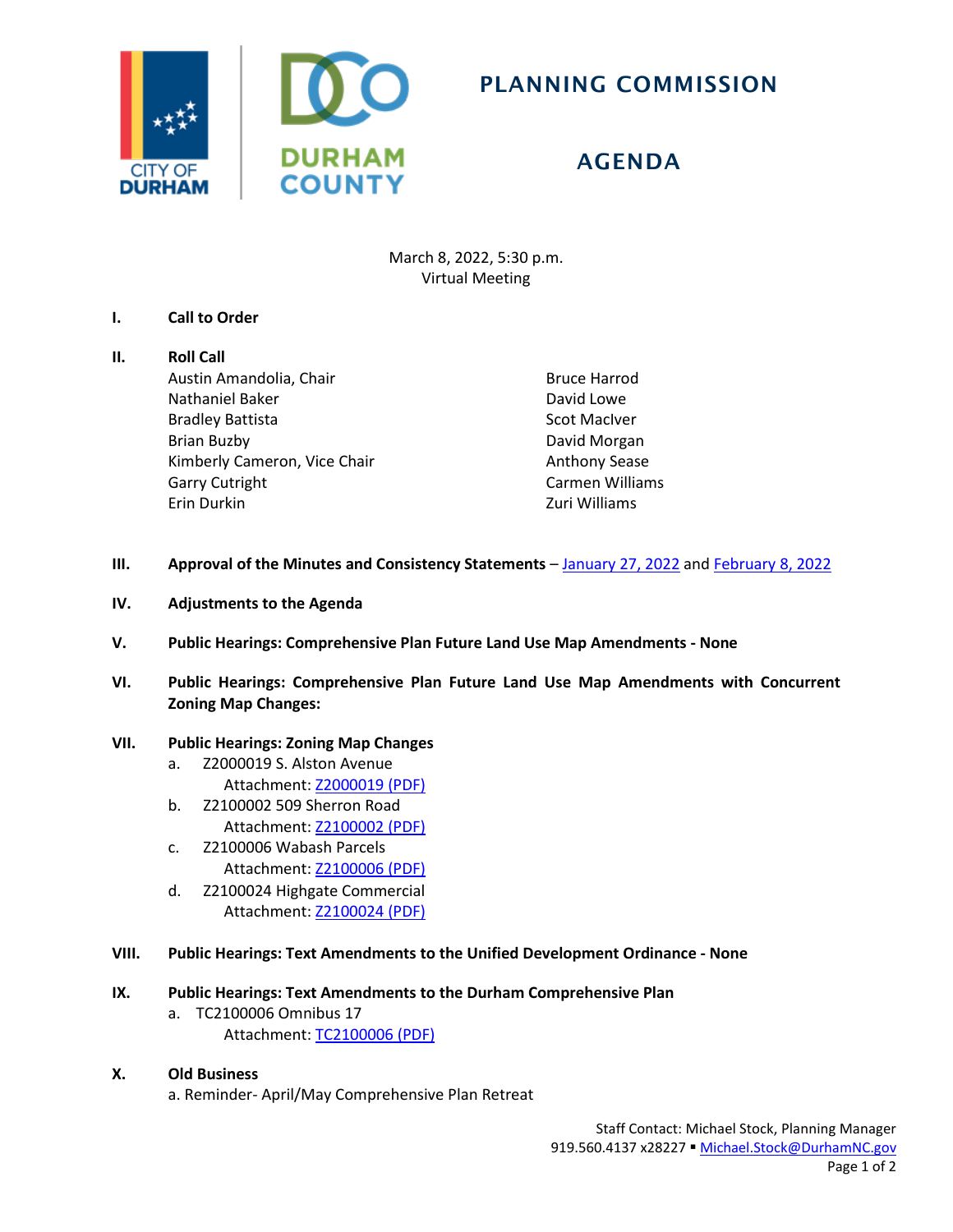CITY OF DURHAM | DURHAM COUNTY

# PLANNING COMMISSION

# AGENDA

March 8, 2022, 5:30 p.m.
Virtual Meeting

**I. Call to Order**

**II. Roll Call**

Austin Amandolia, Chair
Nathaniel Baker
Bradley Battista
Brian Buzby
Kimberly Cameron, Vice Chair
Garry Cutright
Erin Durkin
Bruce Harrod
David Lowe
Scot MacIver
David Morgan
Anthony Sease
Carmen Williams
Zuri Williams

**III. Approval of the Minutes and Consistency Statements** – January 27, 2022 and February 8, 2022

**IV. Adjustments to the Agenda**

**V. Public Hearings: Comprehensive Plan Future Land Use Map Amendments - None**

**VI. Public Hearings: Comprehensive Plan Future Land Use Map Amendments with Concurrent Zoning Map Changes:**

**VII. Public Hearings: Zoning Map Changes**

a. Z2000019 S. Alston Avenue
   Attachment: Z2000019 (PDF)
b. Z2100002 509 Sherron Road
   Attachment: Z2100002 (PDF)
c. Z2100006 Wabash Parcels
   Attachment: Z2100006 (PDF)
d. Z2100024 Highgate Commercial
   Attachment: Z2100024 (PDF)

**VIII. Public Hearings: Text Amendments to the Unified Development Ordinance - None**

**IX. Public Hearings: Text Amendments to the Durham Comprehensive Plan**

a. TC2100006 Omnibus 17
   Attachment: TC2100006 (PDF)

**X. Old Business**

a. Reminder- April/May Comprehensive Plan Retreat

Staff Contact: Michael Stock, Planning Manager
919.560.4137 x28227 ▪ Michael.Stock@DurhamNC.gov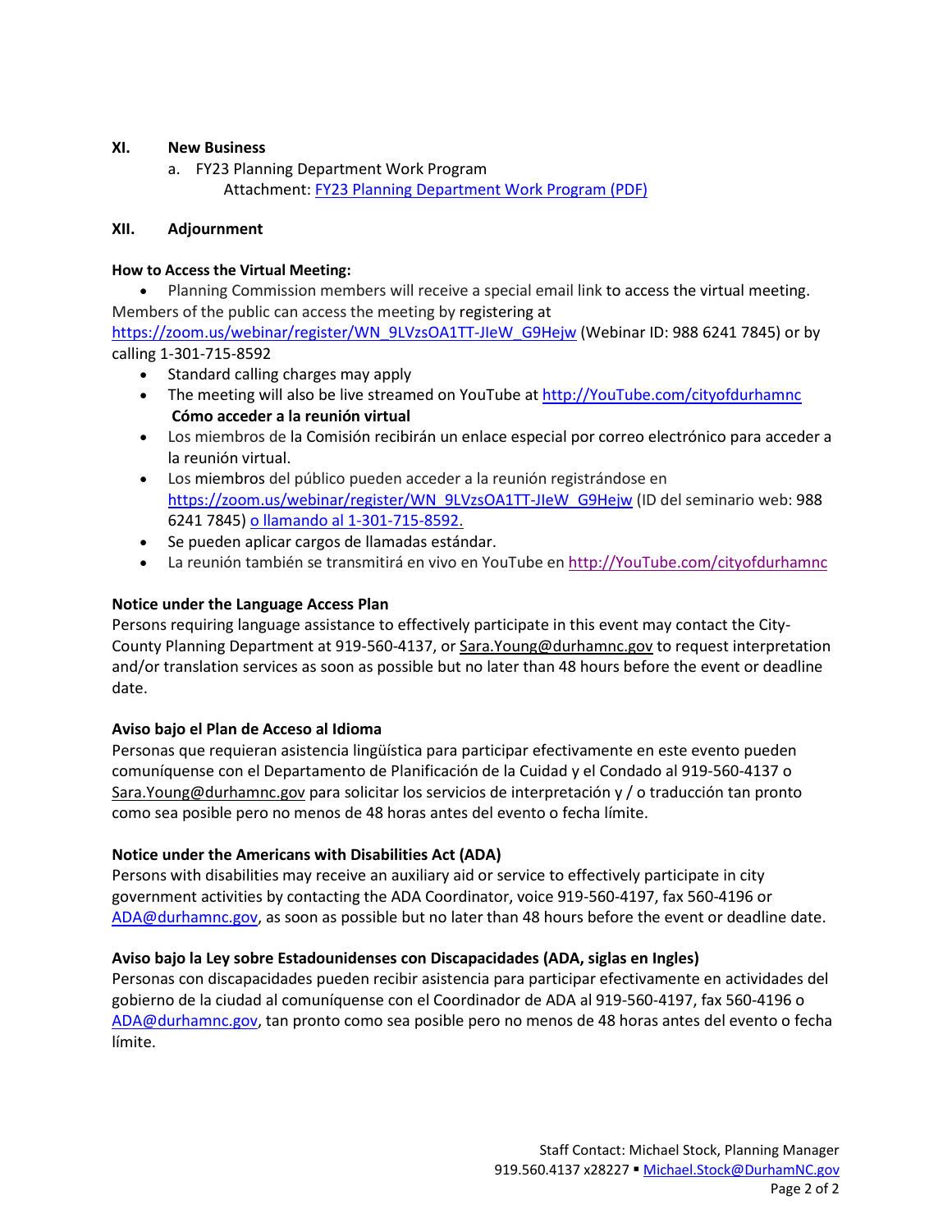**XI. New Business**

a. FY23 Planning Department Work Program
   Attachment: FY23 Planning Department Work Program (PDF)

**XII. Adjournment**

**How to Access the Virtual Meeting:**

- Planning Commission members will receive a special email link to access the virtual meeting.

Members of the public can access the meeting by registering at https://zoom.us/webinar/register/WN_9LVzsOA1TT-JIeW_G9Hejw (Webinar ID: 988 6241 7845) or by calling 1-301-715-8592

- Standard calling charges may apply
- The meeting will also be live streamed on YouTube at http://YouTube.com/cityofdurhamnc

**Cómo acceder a la reunión virtual**

- Los miembros de la Comisión recibirán un enlace especial por correo electrónico para acceder a la reunión virtual.
- Los miembros del público pueden acceder a la reunión registrándose en https://zoom.us/webinar/register/WN_9LVzsOA1TT-JIeW_G9Hejw (ID del seminario web: 988 6241 7845) o llamando al 1-301-715-8592.
- Se pueden aplicar cargos de llamadas estándar.
- La reunión también se transmitirá en vivo en YouTube en http://YouTube.com/cityofdurhamnc

**Notice under the Language Access Plan**

Persons requiring language assistance to effectively participate in this event may contact the City-County Planning Department at 919-560-4137, or Sara.Young@durhamnc.gov to request interpretation and/or translation services as soon as possible but no later than 48 hours before the event or deadline date.

**Aviso bajo el Plan de Acceso al Idioma**

Personas que requieran asistencia lingüística para participar efectivamente en este evento pueden comuníquense con el Departamento de Planificación de la Cuidad y el Condado al 919-560-4137 o Sara.Young@durhamnc.gov para solicitar los servicios de interpretación y / o traducción tan pronto como sea posible pero no menos de 48 horas antes del evento o fecha límite.

**Notice under the Americans with Disabilities Act (ADA)**

Persons with disabilities may receive an auxiliary aid or service to effectively participate in city government activities by contacting the ADA Coordinator, voice 919-560-4197, fax 560-4196 or ADA@durhamnc.gov, as soon as possible but no later than 48 hours before the event or deadline date.

**Aviso bajo la Ley sobre Estadounidenses con Discapacidades (ADA, siglas en Ingles)**

Personas con discapacidades pueden recibir asistencia para participar efectivamente en actividades del gobierno de la ciudad al comuníquense con el Coordinador de ADA al 919-560-4197, fax 560-4196 o ADA@durhamnc.gov, tan pronto como sea posible pero no menos de 48 horas antes del evento o fecha límite.

Staff Contact: Michael Stock, Planning Manager
919.560.4137 x28227 ▪ Michael.Stock@DurhamNC.gov